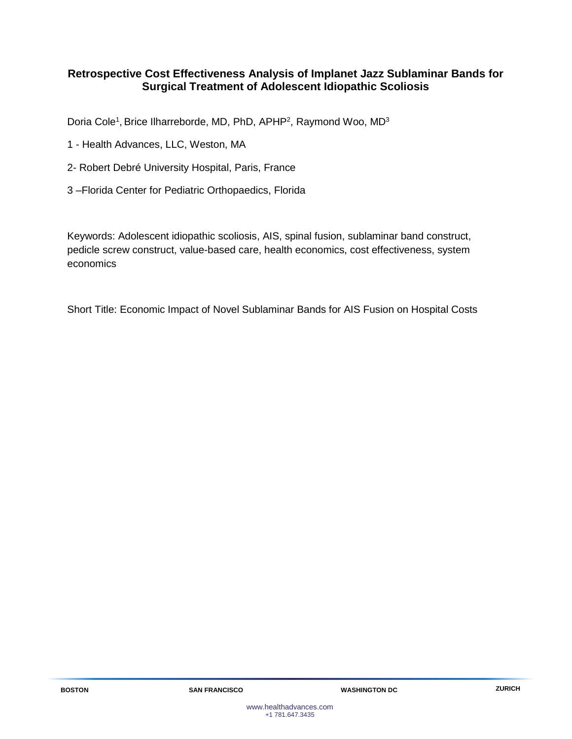# Retrospective Cost Effectiveness Analysis of Implanet Jazz Sublaminar Bands for Surgical Treatment of Adolescent Idiopathic Scoliosis

Doria Cole[1], Brice Ilharreborde, MD, PhD, APHP[2], Raymond Woo, MD[3]

1 - Health Advances, LLC, Weston, MA

2- Robert Debré University Hospital, Paris, France

3 –Florida Center for Pediatric Orthopaedics, Florida

Keywords: Adolescent idiopathic scoliosis, AIS, spinal fusion, sublaminar band construct, pedicle screw construct, value-based care, health economics, cost effectiveness, system economics

Short Title: Economic Impact of Novel Sublaminar Bands for AIS Fusion on Hospital Costs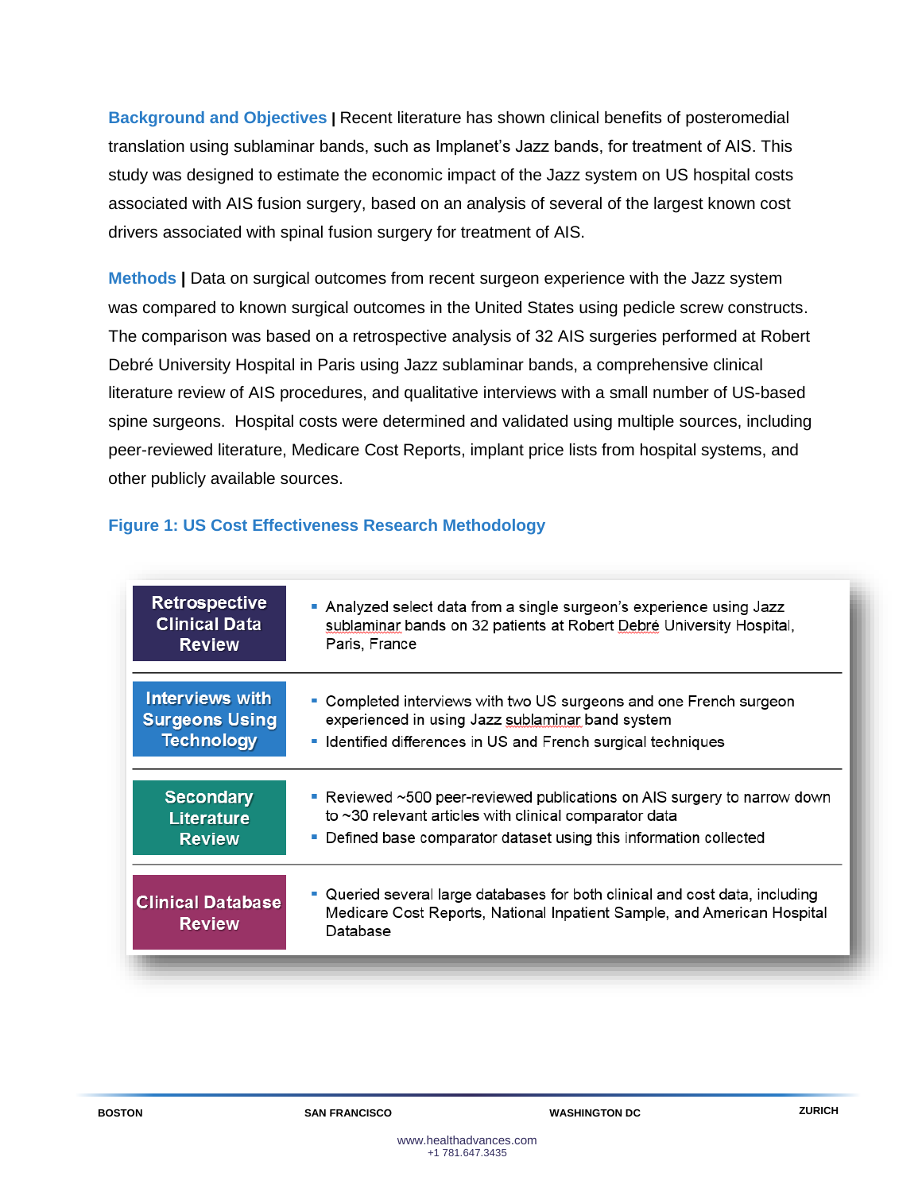**Background and Objectives |** Recent literature has shown clinical benefits of posteromedial translation using sublaminar bands, such as Implanet's Jazz bands, for treatment of AIS. This study was designed to estimate the economic impact of the Jazz system on US hospital costs associated with AIS fusion surgery, based on an analysis of several of the largest known cost drivers associated with spinal fusion surgery for treatment of AIS.

**Methods |** Data on surgical outcomes from recent surgeon experience with the Jazz system was compared to known surgical outcomes in the United States using pedicle screw constructs. The comparison was based on a retrospective analysis of 32 AIS surgeries performed at Robert Debré University Hospital in Paris using Jazz sublaminar bands, a comprehensive clinical literature review of AIS procedures, and qualitative interviews with a small number of US-based spine surgeons. Hospital costs were determined and validated using multiple sources, including peer-reviewed literature, Medicare Cost Reports, implant price lists from hospital systems, and other publicly available sources.

**Figure 1: US Cost Effectiveness Research Methodology**

| | |
|---|---|
| Retrospective Clinical Data Review | ▪ Analyzed select data from a single surgeon's experience using Jazz sublaminar bands on 32 patients at Robert Debré University Hospital, Paris, France |
| Interviews with Surgeons Using Technology | ▪ Completed interviews with two US surgeons and one French surgeon experienced in using Jazz sublaminar band system<br>▪ Identified differences in US and French surgical techniques |
| Secondary Literature Review | ▪ Reviewed ~500 peer-reviewed publications on AIS surgery to narrow down to ~30 relevant articles with clinical comparator data<br>▪ Defined base comparator dataset using this information collected |
| Clinical Database Review | ▪ Queried several large databases for both clinical and cost data, including Medicare Cost Reports, National Inpatient Sample, and American Hospital Database |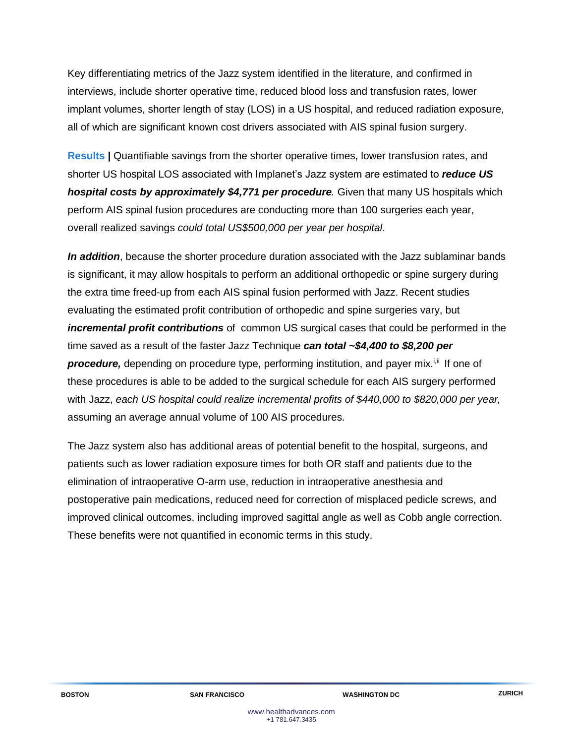Key differentiating metrics of the Jazz system identified in the literature, and confirmed in interviews, include shorter operative time, reduced blood loss and transfusion rates, lower implant volumes, shorter length of stay (LOS) in a US hospital, and reduced radiation exposure, all of which are significant known cost drivers associated with AIS spinal fusion surgery.

**Results |** Quantifiable savings from the shorter operative times, lower transfusion rates, and shorter US hospital LOS associated with Implanet's Jazz system are estimated to ***reduce US hospital costs by approximately $4,771 per procedure****.* Given that many US hospitals which perform AIS spinal fusion procedures are conducting more than 100 surgeries each year, overall realized savings *could total US$500,000 per year per hospital*.

***In addition***, because the shorter procedure duration associated with the Jazz sublaminar bands is significant, it may allow hospitals to perform an additional orthopedic or spine surgery during the extra time freed-up from each AIS spinal fusion performed with Jazz. Recent studies evaluating the estimated profit contribution of orthopedic and spine surgeries vary, but ***incremental profit contributions*** of common US surgical cases that could be performed in the time saved as a result of the faster Jazz Technique ***can total ~$4,400 to $8,200 per procedure,*** depending on procedure type, performing institution, and payer mix.[i,ii] If one of these procedures is able to be added to the surgical schedule for each AIS surgery performed with Jazz, *each US hospital could realize incremental profits of $440,000 to $820,000 per year,* assuming an average annual volume of 100 AIS procedures.

The Jazz system also has additional areas of potential benefit to the hospital, surgeons, and patients such as lower radiation exposure times for both OR staff and patients due to the elimination of intraoperative O-arm use, reduction in intraoperative anesthesia and postoperative pain medications, reduced need for correction of misplaced pedicle screws, and improved clinical outcomes, including improved sagittal angle as well as Cobb angle correction. These benefits were not quantified in economic terms in this study.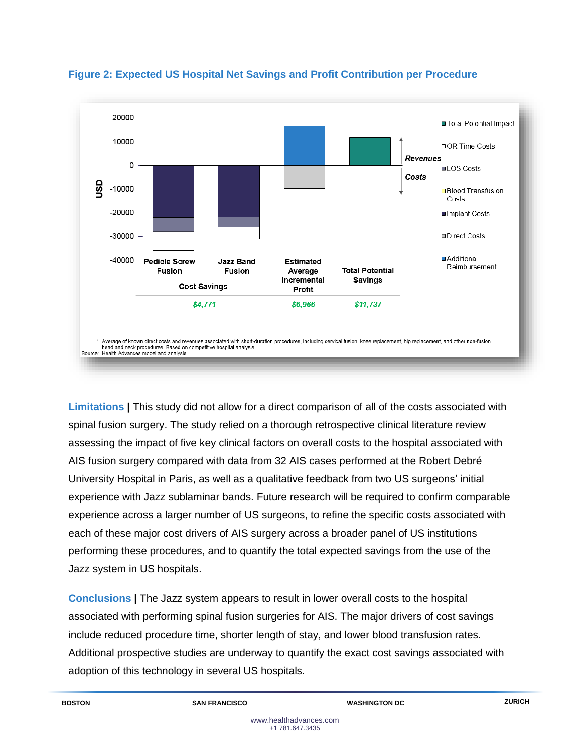**Figure 2: Expected US Hospital Net Savings and Profit Contribution per Procedure**

20000
10000
0
-10000
-20000
-30000
-40000

USD

Pedicle Screw Fusion

Jazz Band Fusion

Cost Savings

Estimated Average Incremental Profit

Total Potential Savings

Revenues

Costs

Total Potential Impact
OR Time Costs
LOS Costs
Blood Transfusion Costs
Implant Costs
Direct Costs
Additional Reimbursement

*$4,771*

*$6,966*

*$11,737*

\* Average of known direct costs and revenues associated with short-duration procedures, including cervical fusion, knee replacement, hip replacement, and other non-fusion head and neck procedures. Based on competitive hospital analysis.
Source: Health Advances model and analysis.

**Limitations |** This study did not allow for a direct comparison of all of the costs associated with spinal fusion surgery. The study relied on a thorough retrospective clinical literature review assessing the impact of five key clinical factors on overall costs to the hospital associated with AIS fusion surgery compared with data from 32 AIS cases performed at the Robert Debré University Hospital in Paris, as well as a qualitative feedback from two US surgeons' initial experience with Jazz sublaminar bands. Future research will be required to confirm comparable experience across a larger number of US surgeons, to refine the specific costs associated with each of these major cost drivers of AIS surgery across a broader panel of US institutions performing these procedures, and to quantify the total expected savings from the use of the Jazz system in US hospitals.

**Conclusions |** The Jazz system appears to result in lower overall costs to the hospital associated with performing spinal fusion surgeries for AIS. The major drivers of cost savings include reduced procedure time, shorter length of stay, and lower blood transfusion rates. Additional prospective studies are underway to quantify the exact cost savings associated with adoption of this technology in several US hospitals.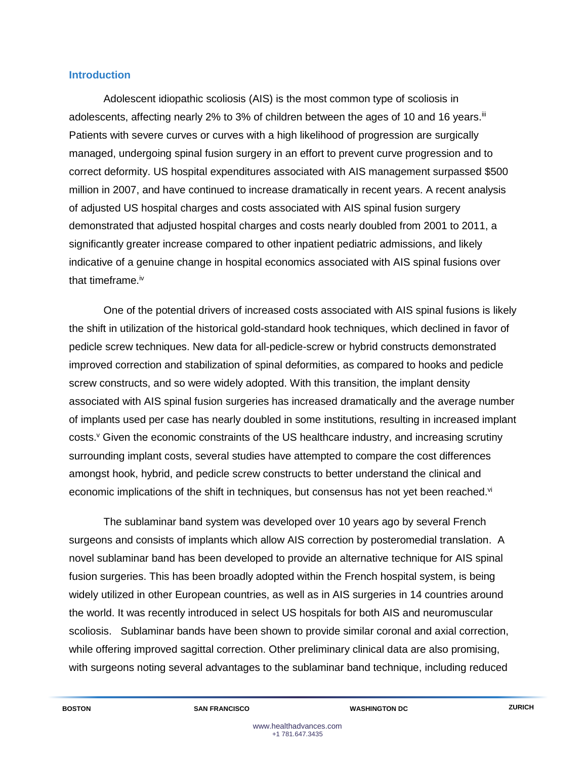## Introduction

Adolescent idiopathic scoliosis (AIS) is the most common type of scoliosis in adolescents, affecting nearly 2% to 3% of children between the ages of 10 and 16 years.[iii] Patients with severe curves or curves with a high likelihood of progression are surgically managed, undergoing spinal fusion surgery in an effort to prevent curve progression and to correct deformity. US hospital expenditures associated with AIS management surpassed $500 million in 2007, and have continued to increase dramatically in recent years. A recent analysis of adjusted US hospital charges and costs associated with AIS spinal fusion surgery demonstrated that adjusted hospital charges and costs nearly doubled from 2001 to 2011, a significantly greater increase compared to other inpatient pediatric admissions, and likely indicative of a genuine change in hospital economics associated with AIS spinal fusions over that timeframe.[iv]

One of the potential drivers of increased costs associated with AIS spinal fusions is likely the shift in utilization of the historical gold-standard hook techniques, which declined in favor of pedicle screw techniques. New data for all-pedicle-screw or hybrid constructs demonstrated improved correction and stabilization of spinal deformities, as compared to hooks and pedicle screw constructs, and so were widely adopted. With this transition, the implant density associated with AIS spinal fusion surgeries has increased dramatically and the average number of implants used per case has nearly doubled in some institutions, resulting in increased implant costs.[v] Given the economic constraints of the US healthcare industry, and increasing scrutiny surrounding implant costs, several studies have attempted to compare the cost differences amongst hook, hybrid, and pedicle screw constructs to better understand the clinical and economic implications of the shift in techniques, but consensus has not yet been reached.[vi]

The sublaminar band system was developed over 10 years ago by several French surgeons and consists of implants which allow AIS correction by posteromedial translation. A novel sublaminar band has been developed to provide an alternative technique for AIS spinal fusion surgeries. This has been broadly adopted within the French hospital system, is being widely utilized in other European countries, as well as in AIS surgeries in 14 countries around the world. It was recently introduced in select US hospitals for both AIS and neuromuscular scoliosis. Sublaminar bands have been shown to provide similar coronal and axial correction, while offering improved sagittal correction. Other preliminary clinical data are also promising, with surgeons noting several advantages to the sublaminar band technique, including reduced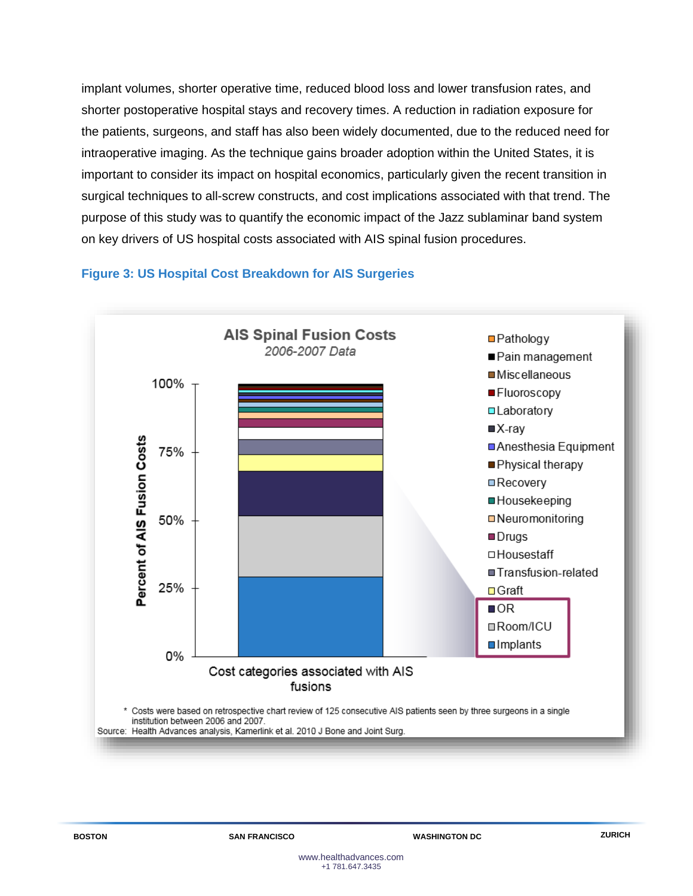implant volumes, shorter operative time, reduced blood loss and lower transfusion rates, and shorter postoperative hospital stays and recovery times. A reduction in radiation exposure for the patients, surgeons, and staff has also been widely documented, due to the reduced need for intraoperative imaging. As the technique gains broader adoption within the United States, it is important to consider its impact on hospital economics, particularly given the recent transition in surgical techniques to all-screw constructs, and cost implications associated with that trend. The purpose of this study was to quantify the economic impact of the Jazz sublaminar band system on key drivers of US hospital costs associated with AIS spinal fusion procedures.

### Figure 3: US Hospital Cost Breakdown for AIS Surgeries

AIS Spinal Fusion Costs

*2006-2007 Data*

Percent of AIS Fusion Costs

100%
75%
50%
25%
0%

Cost categories associated with AIS fusions

Pathology
Pain management
Miscellaneous
Fluoroscopy
Laboratory
X-ray
Anesthesia Equipment
Physical therapy
Recovery
Housekeeping
Neuromonitoring
Drugs
Housestaff
Transfusion-related
Graft
OR
Room/ICU
Implants

\* Costs were based on retrospective chart review of 125 consecutive AIS patients seen by three surgeons in a single institution between 2006 and 2007.

Source: Health Advances analysis, Kamerlink et al. 2010 J Bone and Joint Surg.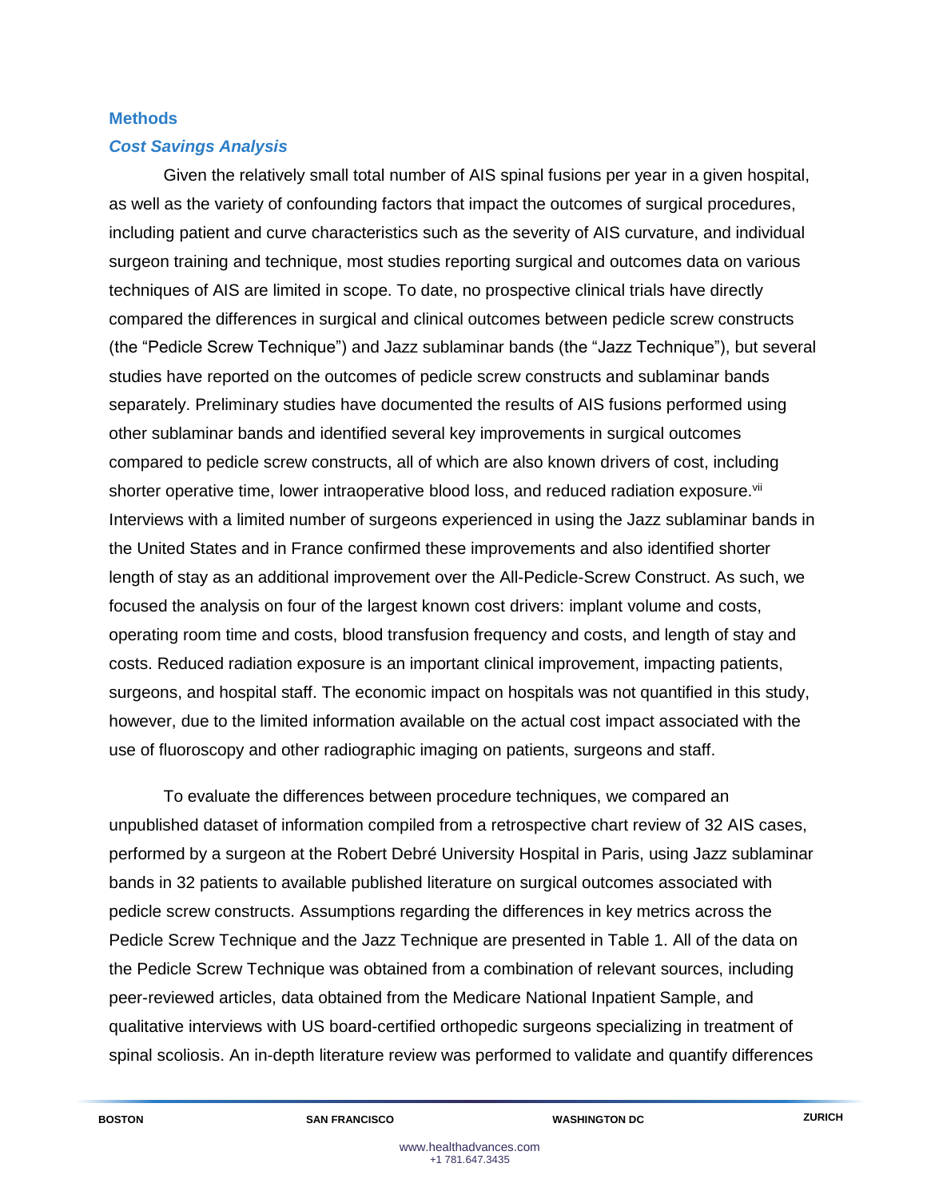## Methods

### *Cost Savings Analysis*

Given the relatively small total number of AIS spinal fusions per year in a given hospital, as well as the variety of confounding factors that impact the outcomes of surgical procedures, including patient and curve characteristics such as the severity of AIS curvature, and individual surgeon training and technique, most studies reporting surgical and outcomes data on various techniques of AIS are limited in scope. To date, no prospective clinical trials have directly compared the differences in surgical and clinical outcomes between pedicle screw constructs (the "Pedicle Screw Technique") and Jazz sublaminar bands (the "Jazz Technique"), but several studies have reported on the outcomes of pedicle screw constructs and sublaminar bands separately. Preliminary studies have documented the results of AIS fusions performed using other sublaminar bands and identified several key improvements in surgical outcomes compared to pedicle screw constructs, all of which are also known drivers of cost, including shorter operative time, lower intraoperative blood loss, and reduced radiation exposure.[vii] Interviews with a limited number of surgeons experienced in using the Jazz sublaminar bands in the United States and in France confirmed these improvements and also identified shorter length of stay as an additional improvement over the All-Pedicle-Screw Construct. As such, we focused the analysis on four of the largest known cost drivers: implant volume and costs, operating room time and costs, blood transfusion frequency and costs, and length of stay and costs. Reduced radiation exposure is an important clinical improvement, impacting patients, surgeons, and hospital staff. The economic impact on hospitals was not quantified in this study, however, due to the limited information available on the actual cost impact associated with the use of fluoroscopy and other radiographic imaging on patients, surgeons and staff.

To evaluate the differences between procedure techniques, we compared an unpublished dataset of information compiled from a retrospective chart review of 32 AIS cases, performed by a surgeon at the Robert Debré University Hospital in Paris, using Jazz sublaminar bands in 32 patients to available published literature on surgical outcomes associated with pedicle screw constructs. Assumptions regarding the differences in key metrics across the Pedicle Screw Technique and the Jazz Technique are presented in Table 1. All of the data on the Pedicle Screw Technique was obtained from a combination of relevant sources, including peer-reviewed articles, data obtained from the Medicare National Inpatient Sample, and qualitative interviews with US board-certified orthopedic surgeons specializing in treatment of spinal scoliosis. An in-depth literature review was performed to validate and quantify differences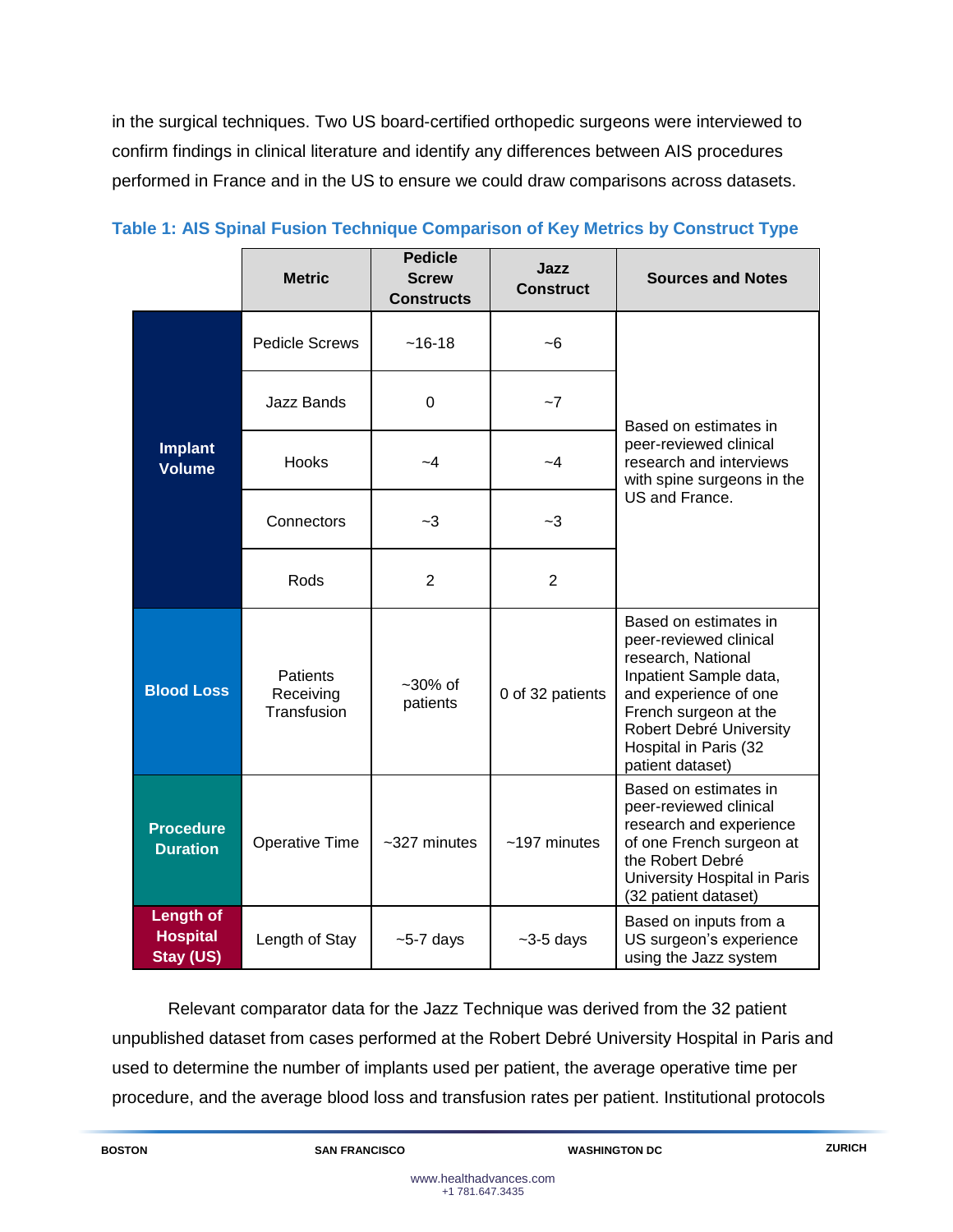in the surgical techniques. Two US board-certified orthopedic surgeons were interviewed to confirm findings in clinical literature and identify any differences between AIS procedures performed in France and in the US to ensure we could draw comparisons across datasets.

**Table 1: AIS Spinal Fusion Technique Comparison of Key Metrics by Construct Type**

| | Metric | Pedicle Screw Constructs | Jazz Construct | Sources and Notes |
|---|---|---|---|---|
| **Implant Volume** | Pedicle Screws | ~16-18 | ~6 | Based on estimates in peer-reviewed clinical research and interviews with spine surgeons in the US and France. |
| | Jazz Bands | 0 | ~7 | |
| | Hooks | ~4 | ~4 | |
| | Connectors | ~3 | ~3 | |
| | Rods | 2 | 2 | |
| **Blood Loss** | Patients Receiving Transfusion | ~30% of patients | 0 of 32 patients | Based on estimates in peer-reviewed clinical research, National Inpatient Sample data, and experience of one French surgeon at the Robert Debré University Hospital in Paris (32 patient dataset) |
| **Procedure Duration** | Operative Time | ~327 minutes | ~197 minutes | Based on estimates in peer-reviewed clinical research and experience of one French surgeon at the Robert Debré University Hospital in Paris (32 patient dataset) |
| **Length of Hospital Stay (US)** | Length of Stay | ~5-7 days | ~3-5 days | Based on inputs from a US surgeon's experience using the Jazz system |

Relevant comparator data for the Jazz Technique was derived from the 32 patient unpublished dataset from cases performed at the Robert Debré University Hospital in Paris and used to determine the number of implants used per patient, the average operative time per procedure, and the average blood loss and transfusion rates per patient. Institutional protocols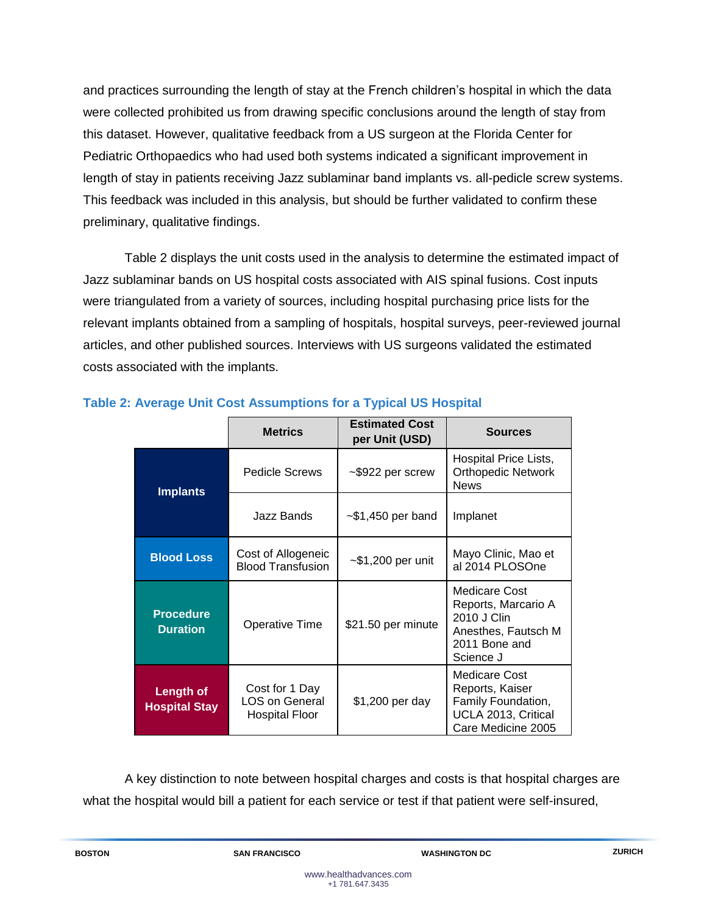and practices surrounding the length of stay at the French children's hospital in which the data were collected prohibited us from drawing specific conclusions around the length of stay from this dataset. However, qualitative feedback from a US surgeon at the Florida Center for Pediatric Orthopaedics who had used both systems indicated a significant improvement in length of stay in patients receiving Jazz sublaminar band implants vs. all-pedicle screw systems. This feedback was included in this analysis, but should be further validated to confirm these preliminary, qualitative findings.

Table 2 displays the unit costs used in the analysis to determine the estimated impact of Jazz sublaminar bands on US hospital costs associated with AIS spinal fusions. Cost inputs were triangulated from a variety of sources, including hospital purchasing price lists for the relevant implants obtained from a sampling of hospitals, hospital surveys, peer-reviewed journal articles, and other published sources. Interviews with US surgeons validated the estimated costs associated with the implants.

**Table 2: Average Unit Cost Assumptions for a Typical US Hospital**

| | Metrics | Estimated Cost per Unit (USD) | Sources |
|---|---|---|---|
| **Implants** | Pedicle Screws | ~$922 per screw | Hospital Price Lists, Orthopedic Network News |
| | Jazz Bands | ~$1,450 per band | Implanet |
| **Blood Loss** | Cost of Allogeneic Blood Transfusion | ~$1,200 per unit | Mayo Clinic, Mao et al 2014 PLOSOne |
| **Procedure Duration** | Operative Time | $21.50 per minute | Medicare Cost Reports, Marcario A 2010 J Clin Anesthes, Fautsch M 2011 Bone and Science J |
| **Length of Hospital Stay** | Cost for 1 Day LOS on General Hospital Floor | $1,200 per day | Medicare Cost Reports, Kaiser Family Foundation, UCLA 2013, Critical Care Medicine 2005 |

A key distinction to note between hospital charges and costs is that hospital charges are what the hospital would bill a patient for each service or test if that patient were self-insured,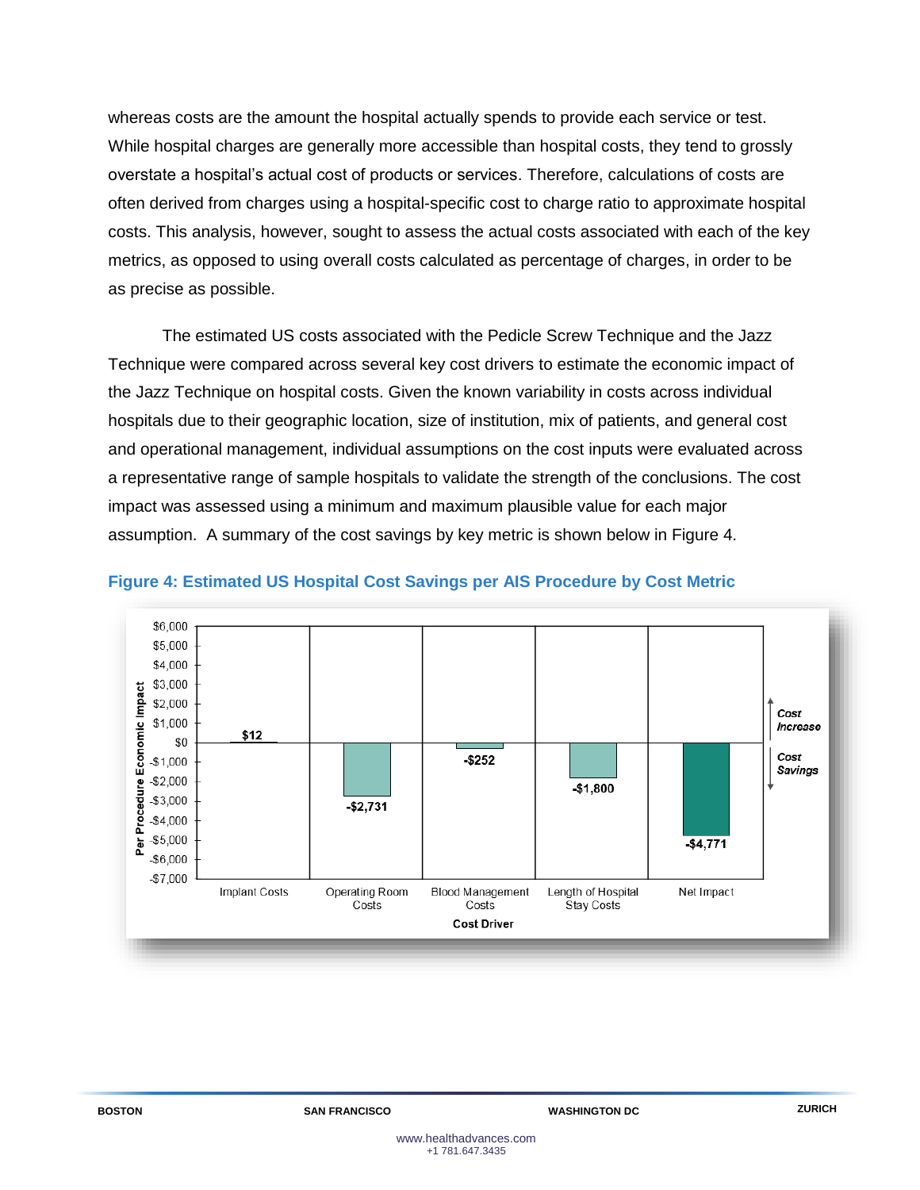whereas costs are the amount the hospital actually spends to provide each service or test. While hospital charges are generally more accessible than hospital costs, they tend to grossly overstate a hospital's actual cost of products or services. Therefore, calculations of costs are often derived from charges using a hospital-specific cost to charge ratio to approximate hospital costs. This analysis, however, sought to assess the actual costs associated with each of the key metrics, as opposed to using overall costs calculated as percentage of charges, in order to be as precise as possible.

The estimated US costs associated with the Pedicle Screw Technique and the Jazz Technique were compared across several key cost drivers to estimate the economic impact of the Jazz Technique on hospital costs. Given the known variability in costs across individual hospitals due to their geographic location, size of institution, mix of patients, and general cost and operational management, individual assumptions on the cost inputs were evaluated across a representative range of sample hospitals to validate the strength of the conclusions. The cost impact was assessed using a minimum and maximum plausible value for each major assumption. A summary of the cost savings by key metric is shown below in Figure 4.

**Figure 4: Estimated US Hospital Cost Savings per AIS Procedure by Cost Metric**

Per Procedure Economic Impact

$6,000
$5,000
$4,000
$3,000
$2,000
$1,000
$0
-$1,000
-$2,000
-$3,000
-$4,000
-$5,000
-$6,000
-$7,000

$12
-$2,731
-$252
-$1,800
-$4,771

Implant Costs
Operating Room Costs
Blood Management Costs
Length of Hospital Stay Costs
Net Impact

Cost Driver

*Cost Increase*
*Cost Savings*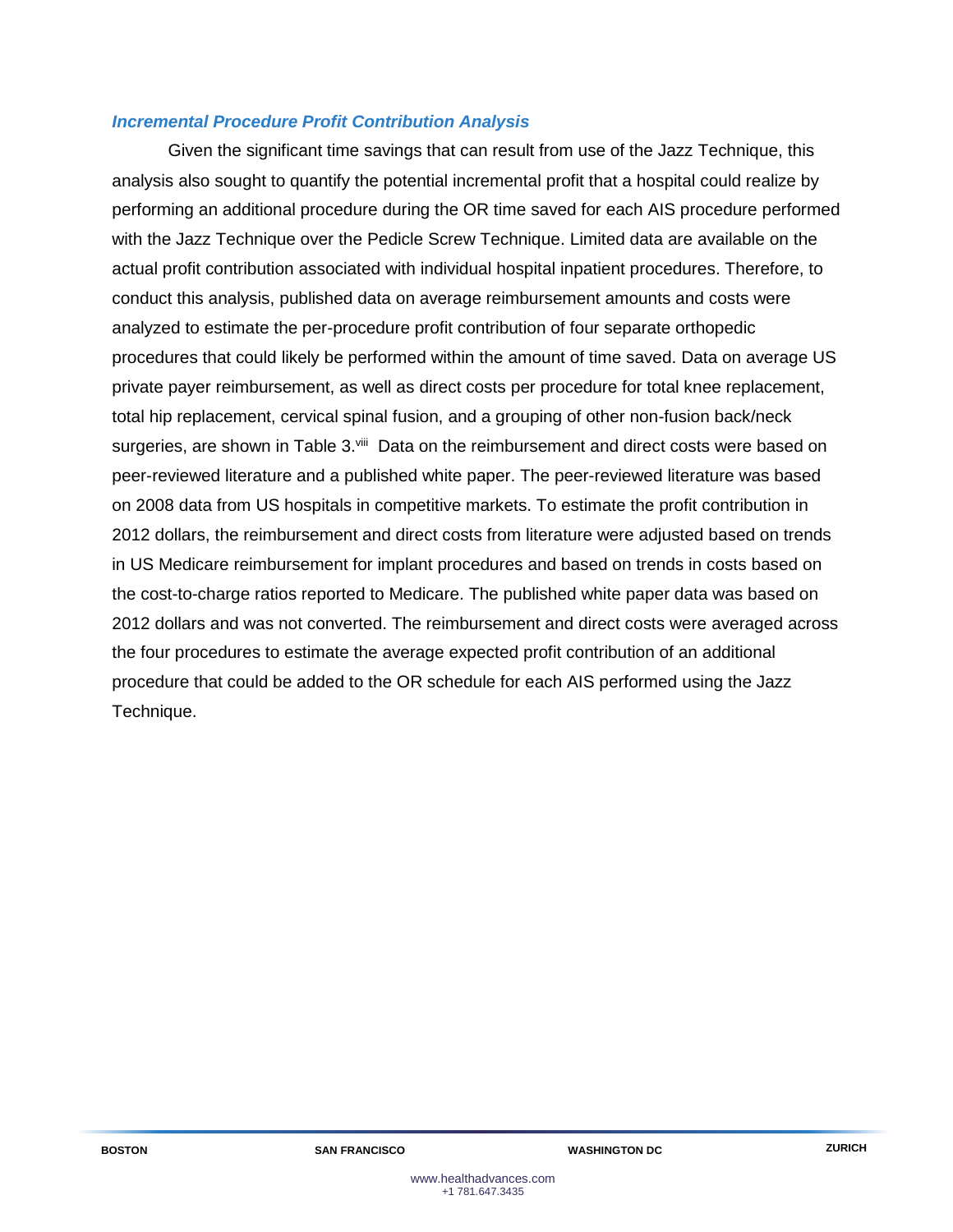### *Incremental Procedure Profit Contribution Analysis*

Given the significant time savings that can result from use of the Jazz Technique, this analysis also sought to quantify the potential incremental profit that a hospital could realize by performing an additional procedure during the OR time saved for each AIS procedure performed with the Jazz Technique over the Pedicle Screw Technique. Limited data are available on the actual profit contribution associated with individual hospital inpatient procedures. Therefore, to conduct this analysis, published data on average reimbursement amounts and costs were analyzed to estimate the per-procedure profit contribution of four separate orthopedic procedures that could likely be performed within the amount of time saved. Data on average US private payer reimbursement, as well as direct costs per procedure for total knee replacement, total hip replacement, cervical spinal fusion, and a grouping of other non-fusion back/neck surgeries, are shown in Table 3.[viii] Data on the reimbursement and direct costs were based on peer-reviewed literature and a published white paper. The peer-reviewed literature was based on 2008 data from US hospitals in competitive markets. To estimate the profit contribution in 2012 dollars, the reimbursement and direct costs from literature were adjusted based on trends in US Medicare reimbursement for implant procedures and based on trends in costs based on the cost-to-charge ratios reported to Medicare. The published white paper data was based on 2012 dollars and was not converted. The reimbursement and direct costs were averaged across the four procedures to estimate the average expected profit contribution of an additional procedure that could be added to the OR schedule for each AIS performed using the Jazz Technique.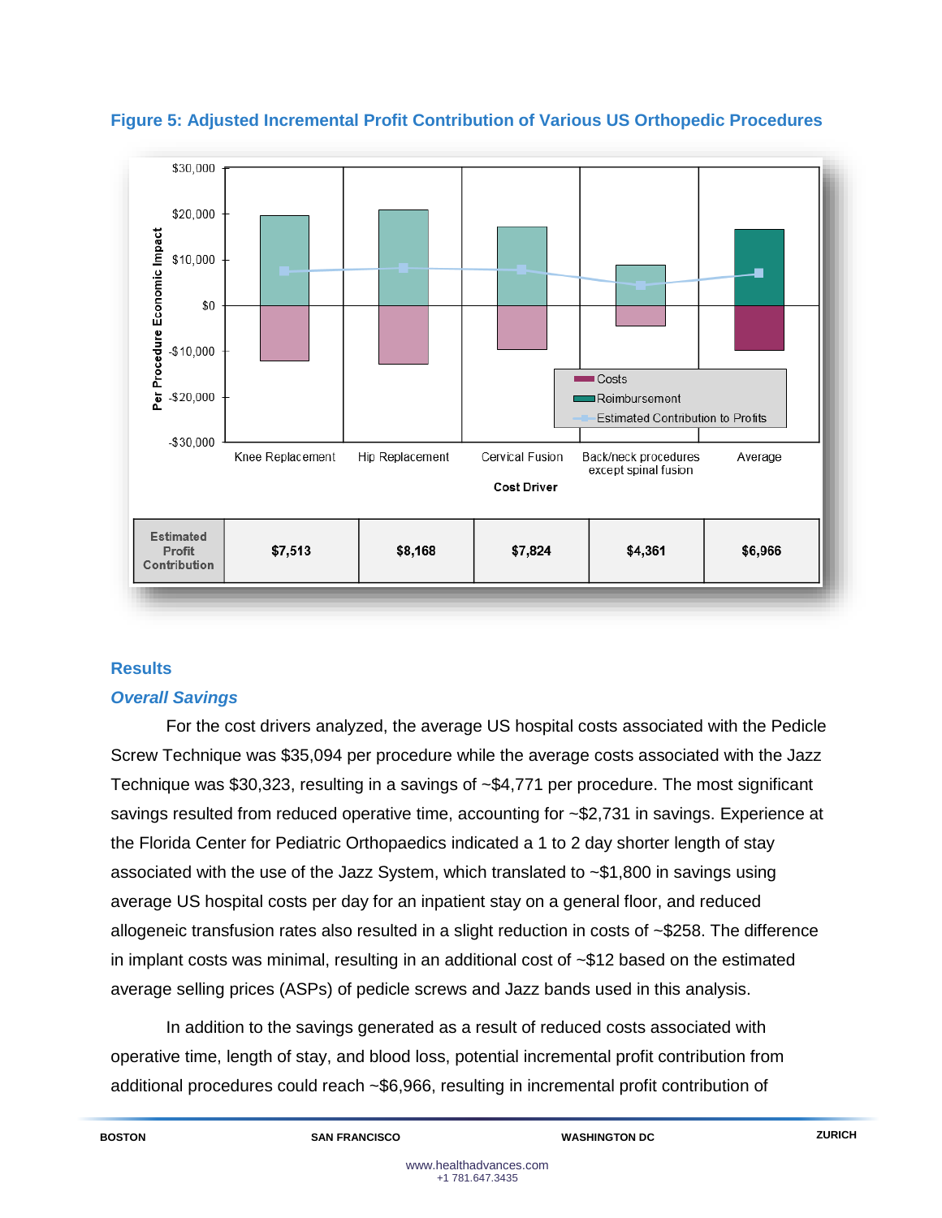**Figure 5: Adjusted Incremental Profit Contribution of Various US Orthopedic Procedures**

| Estimated Profit Contribution | Knee Replacement | Hip Replacement | Cervical Fusion | Back/neck procedures except spinal fusion | Average |
|---|---|---|---|---|---|
| | $7,513 | $8,168 | $7,824 | $4,361 | $6,966 |

## Results

### *Overall Savings*

For the cost drivers analyzed, the average US hospital costs associated with the Pedicle Screw Technique was $35,094 per procedure while the average costs associated with the Jazz Technique was $30,323, resulting in a savings of ~$4,771 per procedure. The most significant savings resulted from reduced operative time, accounting for ~$2,731 in savings. Experience at the Florida Center for Pediatric Orthopaedics indicated a 1 to 2 day shorter length of stay associated with the use of the Jazz System, which translated to ~$1,800 in savings using average US hospital costs per day for an inpatient stay on a general floor, and reduced allogeneic transfusion rates also resulted in a slight reduction in costs of ~$258. The difference in implant costs was minimal, resulting in an additional cost of ~$12 based on the estimated average selling prices (ASPs) of pedicle screws and Jazz bands used in this analysis.

In addition to the savings generated as a result of reduced costs associated with operative time, length of stay, and blood loss, potential incremental profit contribution from additional procedures could reach ~$6,966, resulting in incremental profit contribution of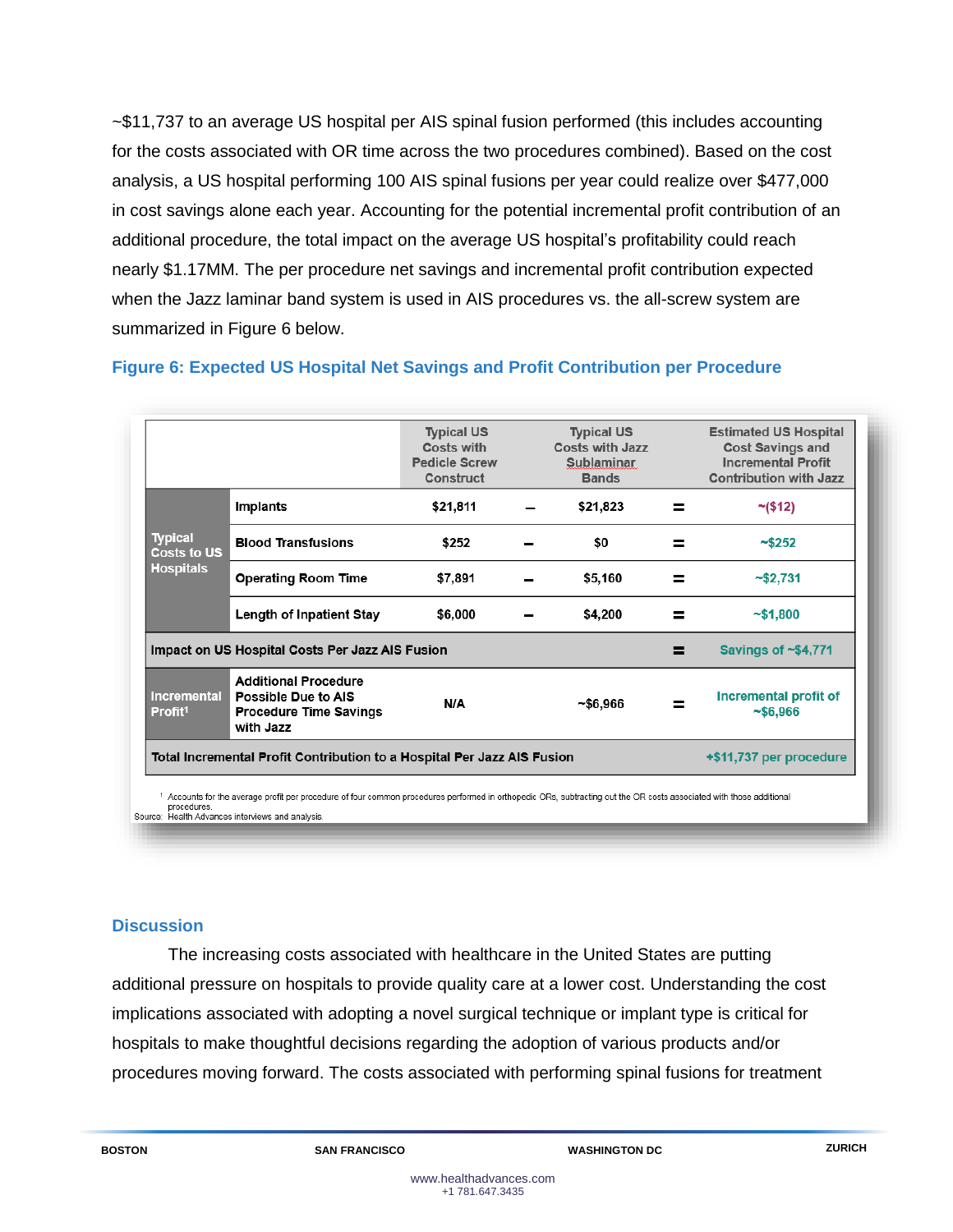~$11,737 to an average US hospital per AIS spinal fusion performed (this includes accounting for the costs associated with OR time across the two procedures combined). Based on the cost analysis, a US hospital performing 100 AIS spinal fusions per year could realize over $477,000 in cost savings alone each year. Accounting for the potential incremental profit contribution of an additional procedure, the total impact on the average US hospital's profitability could reach nearly $1.17MM. The per procedure net savings and incremental profit contribution expected when the Jazz laminar band system is used in AIS procedures vs. the all-screw system are summarized in Figure 6 below.

### Figure 6: Expected US Hospital Net Savings and Profit Contribution per Procedure

| | | Typical US Costs with Pedicle Screw Construct | | Typical US Costs with Jazz Sublaminar Bands | | Estimated US Hospital Cost Savings and Incremental Profit Contribution with Jazz |
|---|---|---|---|---|---|---|
| Typical Costs to US Hospitals | Implants | $21,811 | – | $21,823 | = | ~($12) |
| | Blood Transfusions | $252 | – | $0 | = | ~$252 |
| | Operating Room Time | $7,891 | – | $5,160 | = | ~$2,731 |
| | Length of Inpatient Stay | $6,000 | – | $4,200 | = | ~$1,800 |
| Impact on US Hospital Costs Per Jazz AIS Fusion | | | | | = | Savings of ~$4,771 |
| Incremental Profit[1] | Additional Procedure Possible Due to AIS Procedure Time Savings with Jazz | N/A | | ~$6,966 | = | Incremental profit of ~$6,966 |
| Total Incremental Profit Contribution to a Hospital Per Jazz AIS Fusion | | | | | | +$11,737 per procedure |

[1] Accounts for the average profit per procedure of four common procedures performed in orthopedic ORs, subtracting out the OR costs associated with those additional procedures.
Source: Health Advances interviews and analysis.

## Discussion

The increasing costs associated with healthcare in the United States are putting additional pressure on hospitals to provide quality care at a lower cost. Understanding the cost implications associated with adopting a novel surgical technique or implant type is critical for hospitals to make thoughtful decisions regarding the adoption of various products and/or procedures moving forward. The costs associated with performing spinal fusions for treatment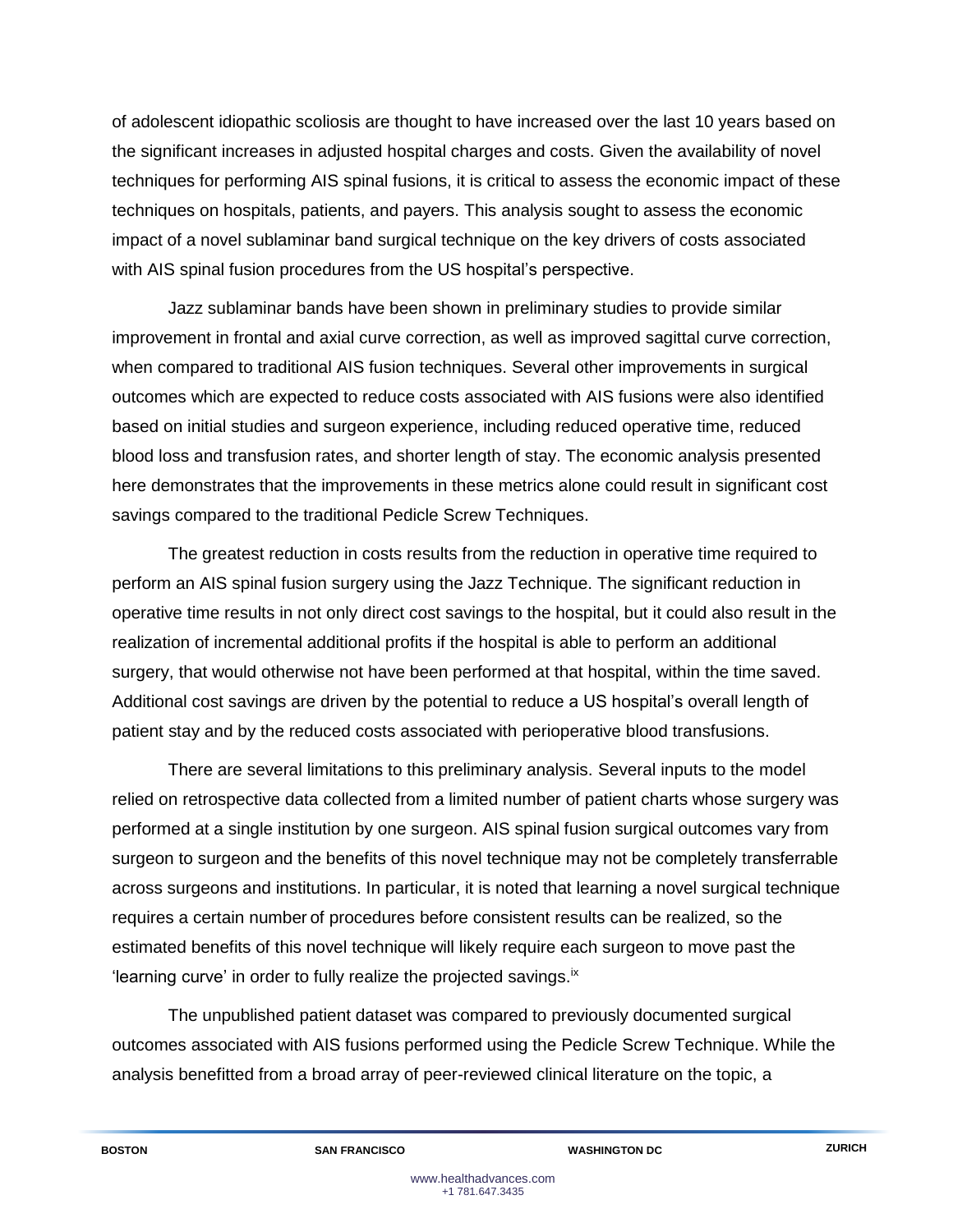of adolescent idiopathic scoliosis are thought to have increased over the last 10 years based on the significant increases in adjusted hospital charges and costs. Given the availability of novel techniques for performing AIS spinal fusions, it is critical to assess the economic impact of these techniques on hospitals, patients, and payers. This analysis sought to assess the economic impact of a novel sublaminar band surgical technique on the key drivers of costs associated with AIS spinal fusion procedures from the US hospital's perspective.

Jazz sublaminar bands have been shown in preliminary studies to provide similar improvement in frontal and axial curve correction, as well as improved sagittal curve correction, when compared to traditional AIS fusion techniques. Several other improvements in surgical outcomes which are expected to reduce costs associated with AIS fusions were also identified based on initial studies and surgeon experience, including reduced operative time, reduced blood loss and transfusion rates, and shorter length of stay. The economic analysis presented here demonstrates that the improvements in these metrics alone could result in significant cost savings compared to the traditional Pedicle Screw Techniques.

The greatest reduction in costs results from the reduction in operative time required to perform an AIS spinal fusion surgery using the Jazz Technique. The significant reduction in operative time results in not only direct cost savings to the hospital, but it could also result in the realization of incremental additional profits if the hospital is able to perform an additional surgery, that would otherwise not have been performed at that hospital, within the time saved. Additional cost savings are driven by the potential to reduce a US hospital's overall length of patient stay and by the reduced costs associated with perioperative blood transfusions.

There are several limitations to this preliminary analysis. Several inputs to the model relied on retrospective data collected from a limited number of patient charts whose surgery was performed at a single institution by one surgeon. AIS spinal fusion surgical outcomes vary from surgeon to surgeon and the benefits of this novel technique may not be completely transferrable across surgeons and institutions. In particular, it is noted that learning a novel surgical technique requires a certain number of procedures before consistent results can be realized, so the estimated benefits of this novel technique will likely require each surgeon to move past the 'learning curve' in order to fully realize the projected savings.[ix]

The unpublished patient dataset was compared to previously documented surgical outcomes associated with AIS fusions performed using the Pedicle Screw Technique. While the analysis benefitted from a broad array of peer-reviewed clinical literature on the topic, a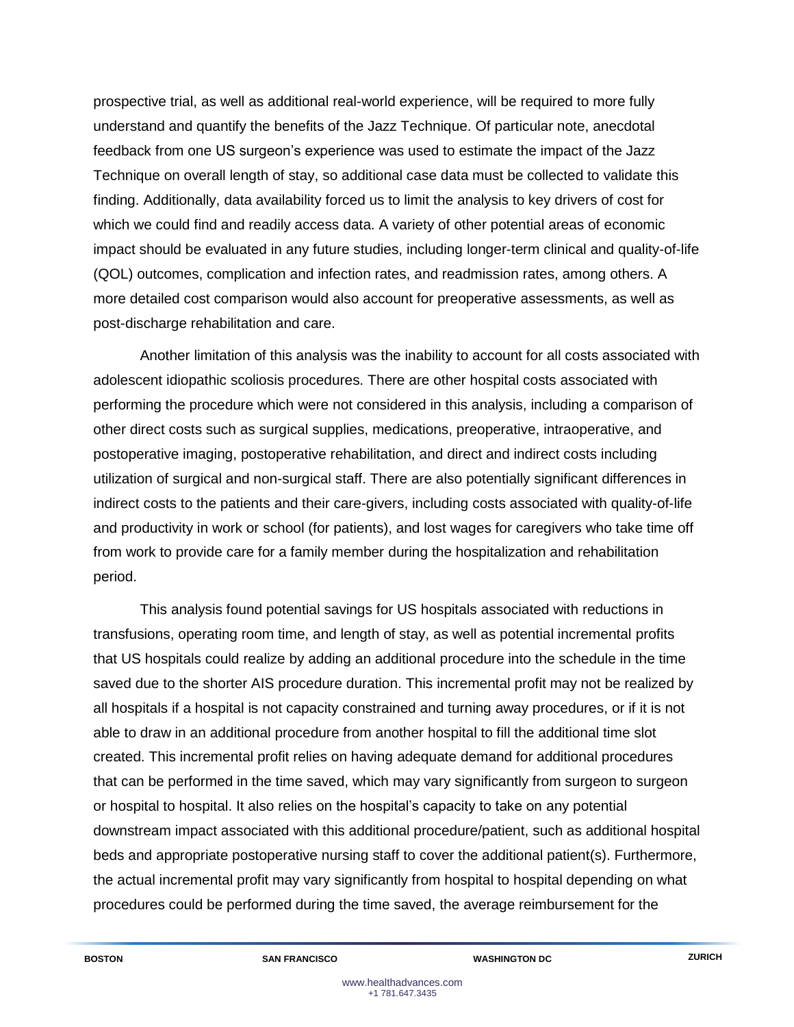prospective trial, as well as additional real-world experience, will be required to more fully understand and quantify the benefits of the Jazz Technique. Of particular note, anecdotal feedback from one US surgeon's experience was used to estimate the impact of the Jazz Technique on overall length of stay, so additional case data must be collected to validate this finding. Additionally, data availability forced us to limit the analysis to key drivers of cost for which we could find and readily access data. A variety of other potential areas of economic impact should be evaluated in any future studies, including longer-term clinical and quality-of-life (QOL) outcomes, complication and infection rates, and readmission rates, among others. A more detailed cost comparison would also account for preoperative assessments, as well as post-discharge rehabilitation and care.

Another limitation of this analysis was the inability to account for all costs associated with adolescent idiopathic scoliosis procedures. There are other hospital costs associated with performing the procedure which were not considered in this analysis, including a comparison of other direct costs such as surgical supplies, medications, preoperative, intraoperative, and postoperative imaging, postoperative rehabilitation, and direct and indirect costs including utilization of surgical and non-surgical staff. There are also potentially significant differences in indirect costs to the patients and their care-givers, including costs associated with quality-of-life and productivity in work or school (for patients), and lost wages for caregivers who take time off from work to provide care for a family member during the hospitalization and rehabilitation period.

This analysis found potential savings for US hospitals associated with reductions in transfusions, operating room time, and length of stay, as well as potential incremental profits that US hospitals could realize by adding an additional procedure into the schedule in the time saved due to the shorter AIS procedure duration. This incremental profit may not be realized by all hospitals if a hospital is not capacity constrained and turning away procedures, or if it is not able to draw in an additional procedure from another hospital to fill the additional time slot created. This incremental profit relies on having adequate demand for additional procedures that can be performed in the time saved, which may vary significantly from surgeon to surgeon or hospital to hospital. It also relies on the hospital's capacity to take on any potential downstream impact associated with this additional procedure/patient, such as additional hospital beds and appropriate postoperative nursing staff to cover the additional patient(s). Furthermore, the actual incremental profit may vary significantly from hospital to hospital depending on what procedures could be performed during the time saved, the average reimbursement for the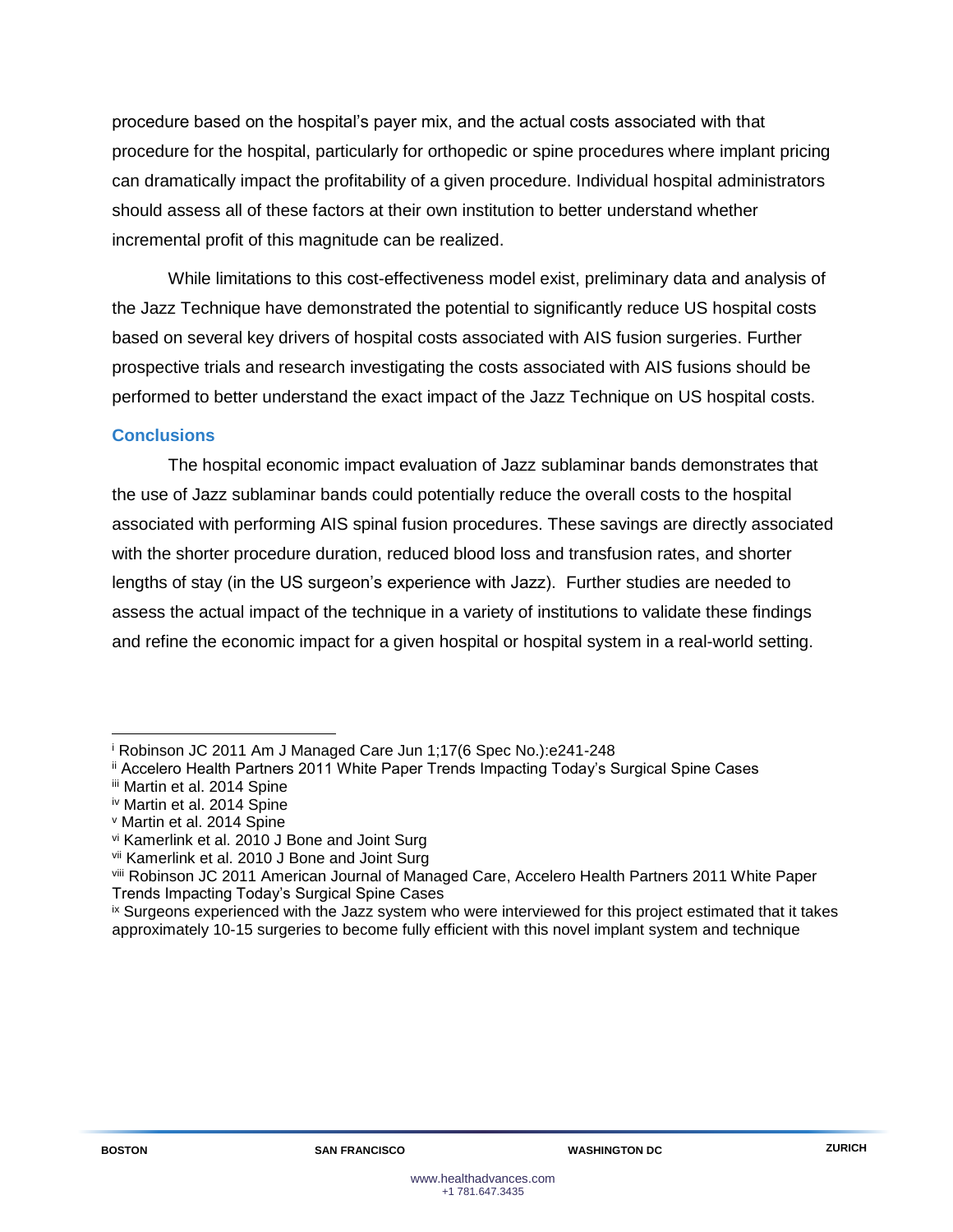procedure based on the hospital's payer mix, and the actual costs associated with that procedure for the hospital, particularly for orthopedic or spine procedures where implant pricing can dramatically impact the profitability of a given procedure. Individual hospital administrators should assess all of these factors at their own institution to better understand whether incremental profit of this magnitude can be realized.

While limitations to this cost-effectiveness model exist, preliminary data and analysis of the Jazz Technique have demonstrated the potential to significantly reduce US hospital costs based on several key drivers of hospital costs associated with AIS fusion surgeries. Further prospective trials and research investigating the costs associated with AIS fusions should be performed to better understand the exact impact of the Jazz Technique on US hospital costs.

## Conclusions

The hospital economic impact evaluation of Jazz sublaminar bands demonstrates that the use of Jazz sublaminar bands could potentially reduce the overall costs to the hospital associated with performing AIS spinal fusion procedures. These savings are directly associated with the shorter procedure duration, reduced blood loss and transfusion rates, and shorter lengths of stay (in the US surgeon's experience with Jazz). Further studies are needed to assess the actual impact of the technique in a variety of institutions to validate these findings and refine the economic impact for a given hospital or hospital system in a real-world setting.

---

[i] Robinson JC 2011 Am J Managed Care Jun 1;17(6 Spec No.):e241-248

[ii] Accelero Health Partners 2011 White Paper Trends Impacting Today's Surgical Spine Cases

[iii] Martin et al. 2014 Spine

[iv] Martin et al. 2014 Spine

[v] Martin et al. 2014 Spine

[vi] Kamerlink et al. 2010 J Bone and Joint Surg

[vii] Kamerlink et al. 2010 J Bone and Joint Surg

[viii] Robinson JC 2011 American Journal of Managed Care, Accelero Health Partners 2011 White Paper Trends Impacting Today's Surgical Spine Cases

[ix] Surgeons experienced with the Jazz system who were interviewed for this project estimated that it takes approximately 10-15 surgeries to become fully efficient with this novel implant system and technique